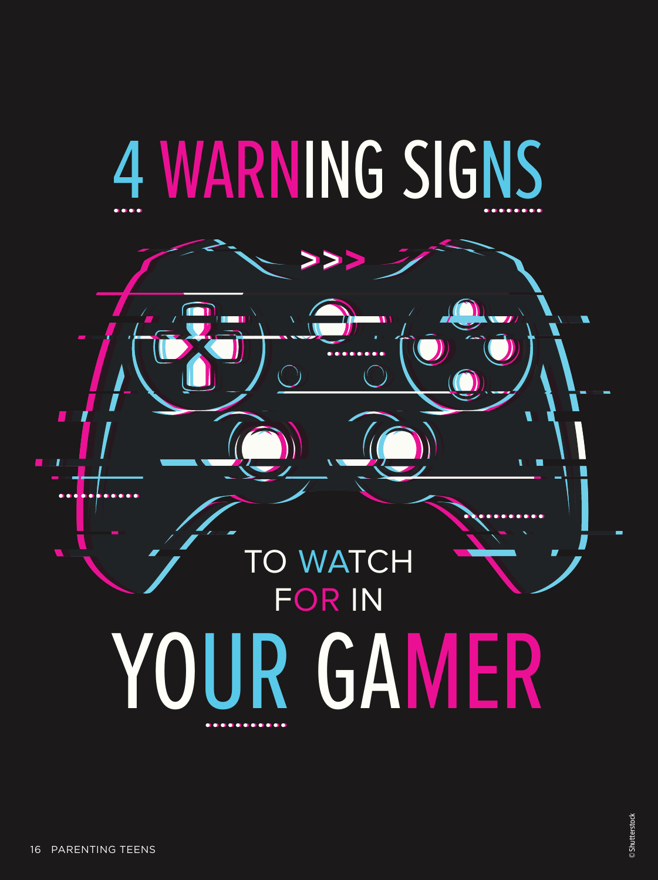# 4 WARNING SIGNS TO WATCH FOR IN YOUR GAMER

© Shutterstock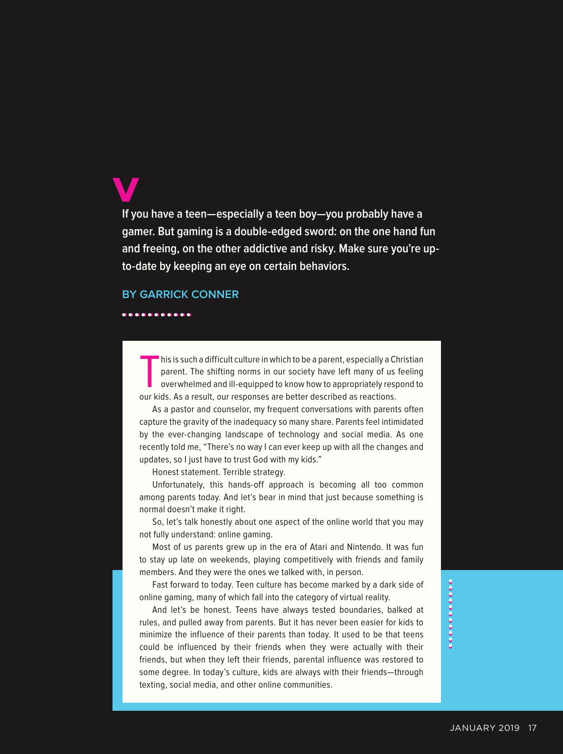# V

**If you have a teen—especially a teen boy—you probably have a gamer. But gaming is a double-edged sword: on the one hand fun and freeing, on the other addictive and risky. Make sure you're up-to-date by keeping an eye on certain behaviors.**

**BY GARRICK CONNER**

This is such a difficult culture in which to be a parent, especially a Christian parent. The shifting norms in our society have left many of us feeling overwhelmed and ill-equipped to know how to appropriately respond to our kids. As a result, our responses are better described as reactions.

As a pastor and counselor, my frequent conversations with parents often capture the gravity of the inadequacy so many share. Parents feel intimidated by the ever-changing landscape of technology and social media. As one recently told me, "There's no way I can ever keep up with all the changes and updates, so I just have to trust God with my kids."

Honest statement. Terrible strategy.

Unfortunately, this hands-off approach is becoming all too common among parents today. And let's bear in mind that just because something is normal doesn't make it right.

So, let's talk honestly about one aspect of the online world that you may not fully understand: online gaming.

Most of us parents grew up in the era of Atari and Nintendo. It was fun to stay up late on weekends, playing competitively with friends and family members. And they were the ones we talked with, in person.

Fast forward to today. Teen culture has become marked by a dark side of online gaming, many of which fall into the category of virtual reality.

And let's be honest. Teens have always tested boundaries, balked at rules, and pulled away from parents. But it has never been easier for kids to minimize the influence of their parents than today. It used to be that teens could be influenced by their friends when they were actually with their friends, but when they left their friends, parental influence was restored to some degree. In today's culture, kids are always with their friends—through texting, social media, and other online communities.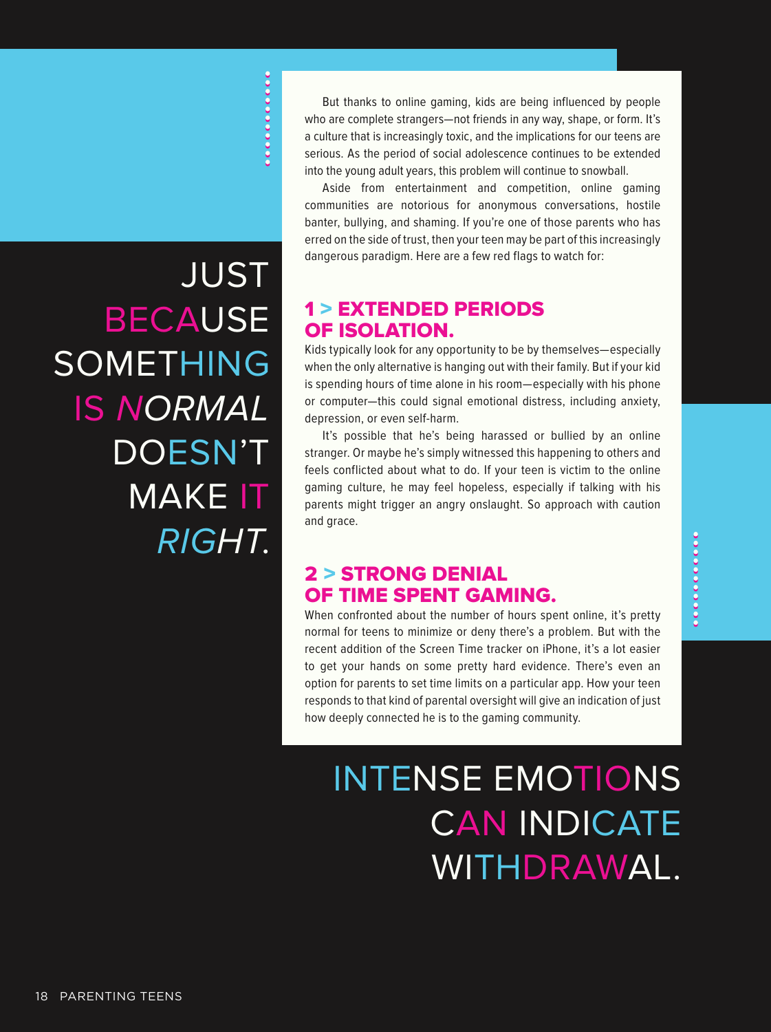JUST BECAUSE SOMETHING IS *NORMAL* DOESN'T MAKE IT *RIGHT.*

But thanks to online gaming, kids are being influenced by people who are complete strangers—not friends in any way, shape, or form. It's a culture that is increasingly toxic, and the implications for our teens are serious. As the period of social adolescence continues to be extended into the young adult years, this problem will continue to snowball.

Aside from entertainment and competition, online gaming communities are notorious for anonymous conversations, hostile banter, bullying, and shaming. If you're one of those parents who has erred on the side of trust, then your teen may be part of this increasingly dangerous paradigm. Here are a few red flags to watch for:

## 1 > EXTENDED PERIODS OF ISOLATION.

Kids typically look for any opportunity to be by themselves—especially when the only alternative is hanging out with their family. But if your kid is spending hours of time alone in his room—especially with his phone or computer—this could signal emotional distress, including anxiety, depression, or even self-harm.

It's possible that he's being harassed or bullied by an online stranger. Or maybe he's simply witnessed this happening to others and feels conflicted about what to do. If your teen is victim to the online gaming culture, he may feel hopeless, especially if talking with his parents might trigger an angry onslaught. So approach with caution and grace.

## 2 > STRONG DENIAL OF TIME SPENT GAMING.

When confronted about the number of hours spent online, it's pretty normal for teens to minimize or deny there's a problem. But with the recent addition of the Screen Time tracker on iPhone, it's a lot easier to get your hands on some pretty hard evidence. There's even an option for parents to set time limits on a particular app. How your teen responds to that kind of parental oversight will give an indication of just how deeply connected he is to the gaming community.

INTENSE EMOTIONS CAN INDICATE WITHDRAWAL.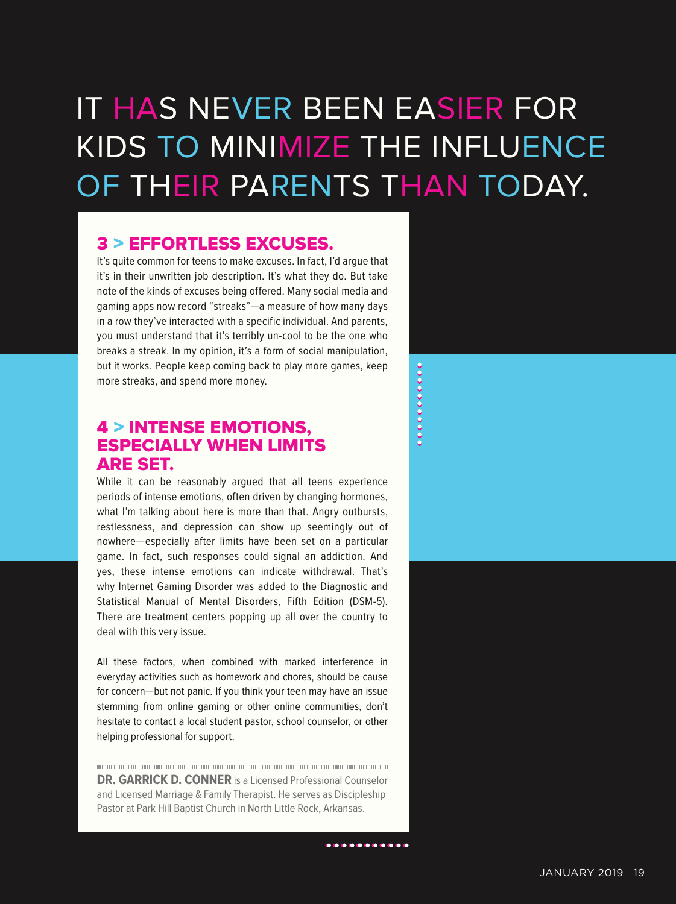# IT HAS NEVER BEEN EASIER FOR KIDS TO MINIMIZE THE INFLUENCE OF THEIR PARENTS THAN TODAY.

## 3 > EFFORTLESS EXCUSES.

It's quite common for teens to make excuses. In fact, I'd argue that it's in their unwritten job description. It's what they do. But take note of the kinds of excuses being offered. Many social media and gaming apps now record "streaks"—a measure of how many days in a row they've interacted with a specific individual. And parents, you must understand that it's terribly un-cool to be the one who breaks a streak. In my opinion, it's a form of social manipulation, but it works. People keep coming back to play more games, keep more streaks, and spend more money.

## 4 > INTENSE EMOTIONS, ESPECIALLY WHEN LIMITS ARE SET.

While it can be reasonably argued that all teens experience periods of intense emotions, often driven by changing hormones, what I'm talking about here is more than that. Angry outbursts, restlessness, and depression can show up seemingly out of nowhere—especially after limits have been set on a particular game. In fact, such responses could signal an addiction. And yes, these intense emotions can indicate withdrawal. That's why Internet Gaming Disorder was added to the Diagnostic and Statistical Manual of Mental Disorders, Fifth Edition (DSM-5). There are treatment centers popping up all over the country to deal with this very issue.

All these factors, when combined with marked interference in everyday activities such as homework and chores, should be cause for concern—but not panic. If you think your teen may have an issue stemming from online gaming or other online communities, don't hesitate to contact a local student pastor, school counselor, or other helping professional for support.

**DR. GARRICK D. CONNER** is a Licensed Professional Counselor and Licensed Marriage & Family Therapist. He serves as Discipleship Pastor at Park Hill Baptist Church in North Little Rock, Arkansas.